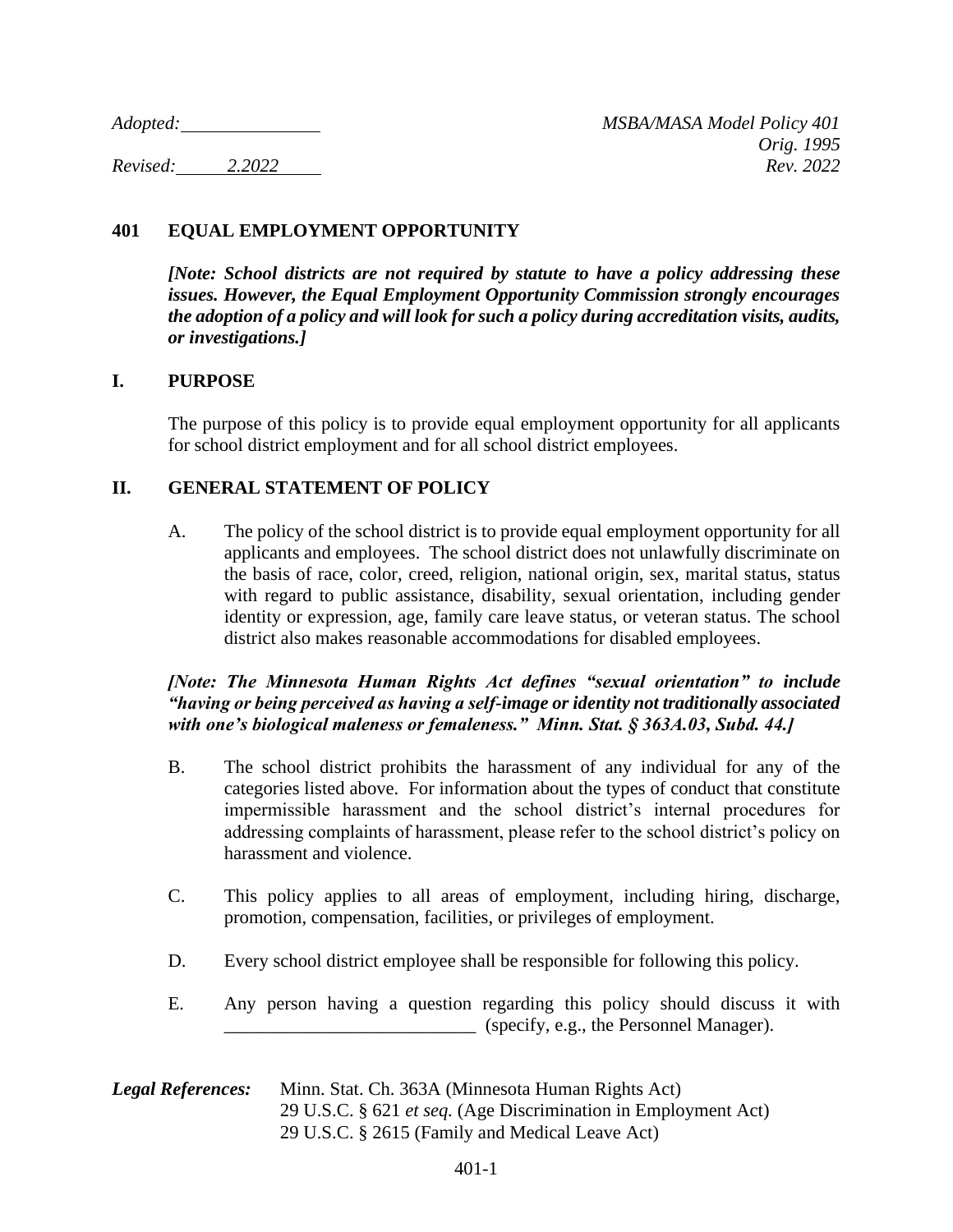*Adopted:* \_\_\_\_\_\_\_\_\_\_\_\_\_\_\_ *MSBA/MASA Model Policy 401*
*Orig. 1995*
*Revised:* 2.2022 *Rev. 2022*

## 401 EQUAL EMPLOYMENT OPPORTUNITY

***[Note: School districts are not required by statute to have a policy addressing these issues. However, the Equal Employment Opportunity Commission strongly encourages the adoption of a policy and will look for such a policy during accreditation visits, audits, or investigations.]***

### I. PURPOSE

The purpose of this policy is to provide equal employment opportunity for all applicants for school district employment and for all school district employees.

### II. GENERAL STATEMENT OF POLICY

A. The policy of the school district is to provide equal employment opportunity for all applicants and employees. The school district does not unlawfully discriminate on the basis of race, color, creed, religion, national origin, sex, marital status, status with regard to public assistance, disability, sexual orientation, including gender identity or expression, age, family care leave status, or veteran status. The school district also makes reasonable accommodations for disabled employees.

***[Note: The Minnesota Human Rights Act defines "sexual orientation" to include "having or being perceived as having a self-image or identity not traditionally associated with one's biological maleness or femaleness." Minn. Stat. § 363A.03, Subd. 44.]***

B. The school district prohibits the harassment of any individual for any of the categories listed above. For information about the types of conduct that constitute impermissible harassment and the school district's internal procedures for addressing complaints of harassment, please refer to the school district's policy on harassment and violence.

C. This policy applies to all areas of employment, including hiring, discharge, promotion, compensation, facilities, or privileges of employment.

D. Every school district employee shall be responsible for following this policy.

E. Any person having a question regarding this policy should discuss it with \_\_\_\_\_\_\_\_\_\_\_\_\_\_\_\_\_\_\_\_\_\_\_\_\_\_\_ (specify, e.g., the Personnel Manager).

***Legal References:*** Minn. Stat. Ch. 363A (Minnesota Human Rights Act)
29 U.S.C. § 621 *et seq.* (Age Discrimination in Employment Act)
29 U.S.C. § 2615 (Family and Medical Leave Act)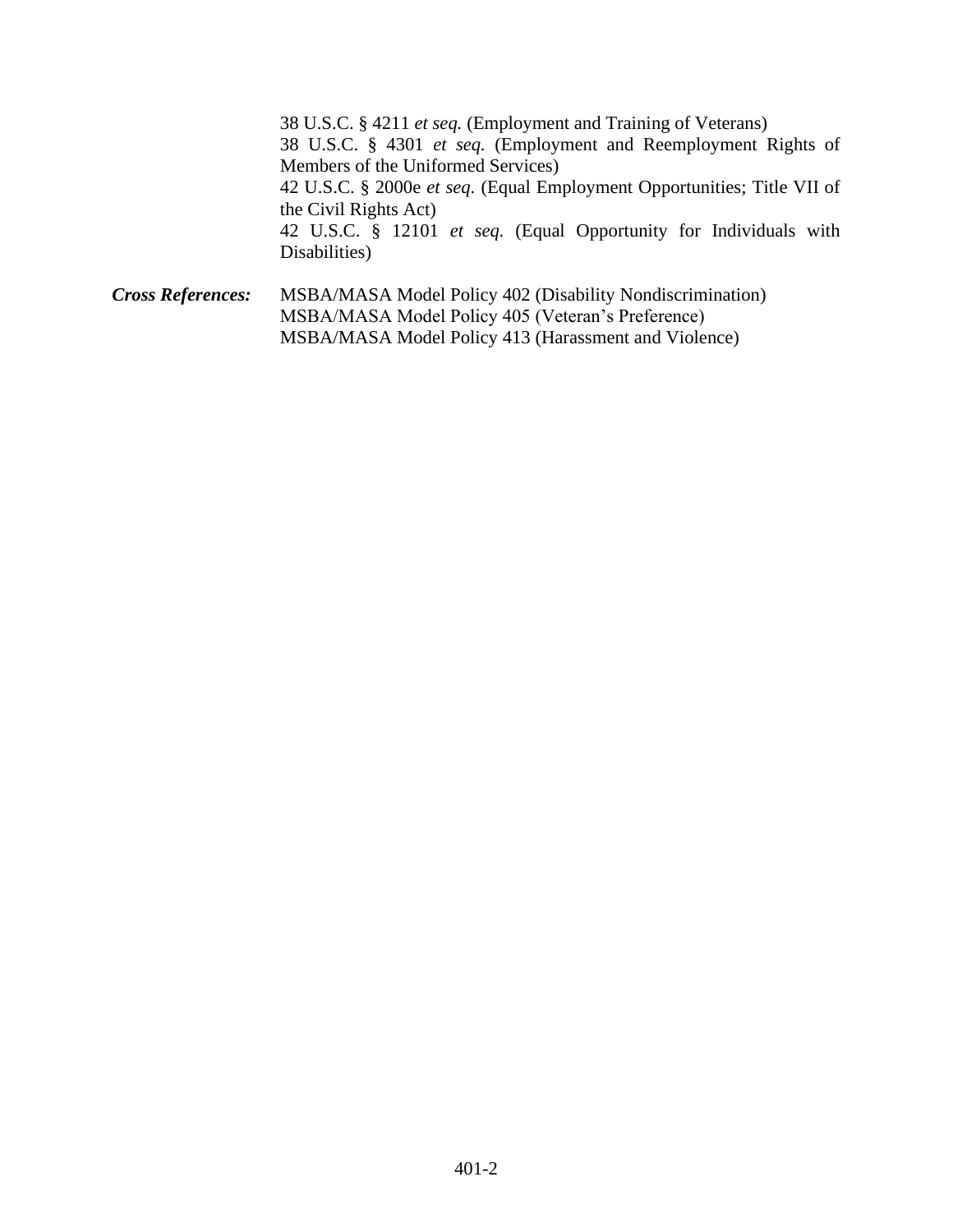38 U.S.C. § 4211 *et seq.* (Employment and Training of Veterans)
38 U.S.C. § 4301 *et seq.* (Employment and Reemployment Rights of Members of the Uniformed Services)
42 U.S.C. § 2000e *et seq.* (Equal Employment Opportunities; Title VII of the Civil Rights Act)
42 U.S.C. § 12101 *et seq.* (Equal Opportunity for Individuals with Disabilities)

***Cross References:*** MSBA/MASA Model Policy 402 (Disability Nondiscrimination)
MSBA/MASA Model Policy 405 (Veteran's Preference)
MSBA/MASA Model Policy 413 (Harassment and Violence)